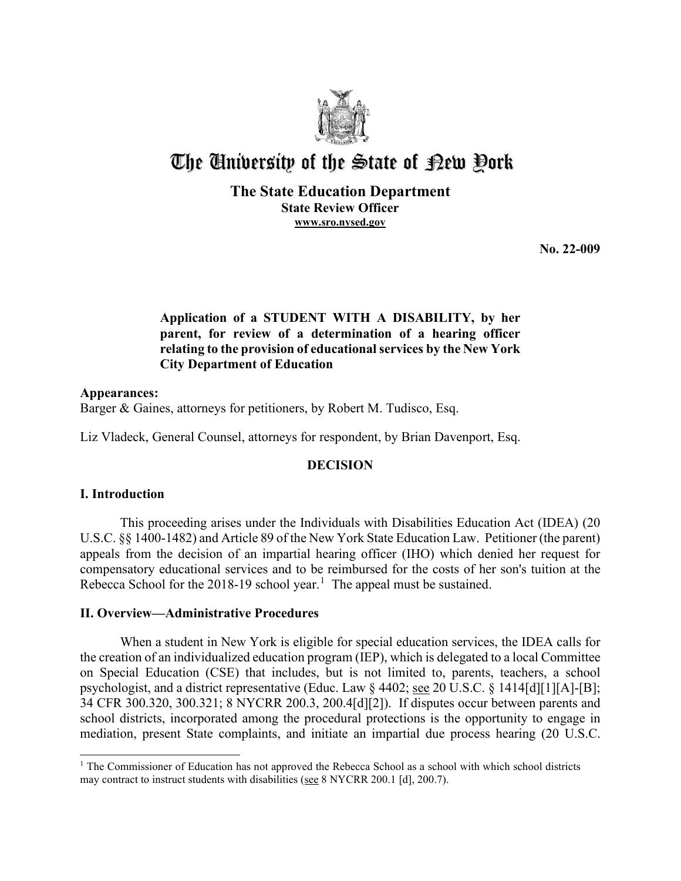# The University of the State of New York

## The State Education Department

**State Review Officer**

**www.sro.nysed.gov**

**No. 22-009**

**Application of a STUDENT WITH A DISABILITY, by her parent, for review of a determination of a hearing officer relating to the provision of educational services by the New York City Department of Education**

**Appearances:**

Barger & Gaines, attorneys for petitioners, by Robert M. Tudisco, Esq.

Liz Vladeck, General Counsel, attorneys for respondent, by Brian Davenport, Esq.

**DECISION**

## I. Introduction

This proceeding arises under the Individuals with Disabilities Education Act (IDEA) (20 U.S.C. §§ 1400-1482) and Article 89 of the New York State Education Law. Petitioner (the parent) appeals from the decision of an impartial hearing officer (IHO) which denied her request for compensatory educational services and to be reimbursed for the costs of her son's tuition at the Rebecca School for the 2018-19 school year.[1] The appeal must be sustained.

## II. Overview—Administrative Procedures

When a student in New York is eligible for special education services, the IDEA calls for the creation of an individualized education program (IEP), which is delegated to a local Committee on Special Education (CSE) that includes, but is not limited to, parents, teachers, a school psychologist, and a district representative (Educ. Law § 4402; see 20 U.S.C. § 1414[d][1][A]-[B]; 34 CFR 300.320, 300.321; 8 NYCRR 200.3, 200.4[d][2]). If disputes occur between parents and school districts, incorporated among the procedural protections is the opportunity to engage in mediation, present State complaints, and initiate an impartial due process hearing (20 U.S.C.

[1] The Commissioner of Education has not approved the Rebecca School as a school with which school districts may contract to instruct students with disabilities (see 8 NYCRR 200.1 [d], 200.7).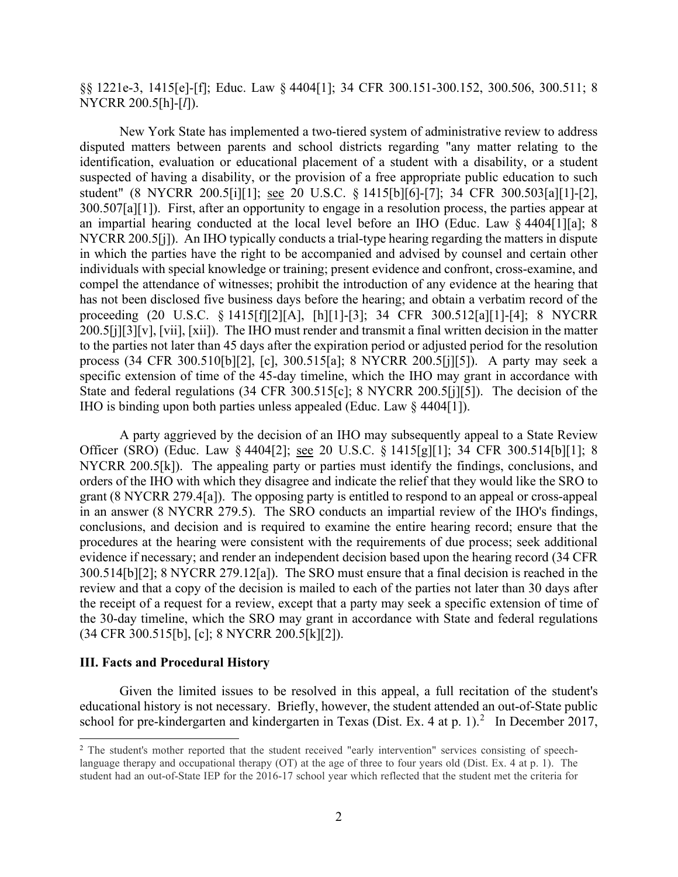§§ 1221e-3, 1415[e]-[f]; Educ. Law § 4404[1]; 34 CFR 300.151-300.152, 300.506, 300.511; 8 NYCRR 200.5[h]-[*l*]).

New York State has implemented a two-tiered system of administrative review to address disputed matters between parents and school districts regarding "any matter relating to the identification, evaluation or educational placement of a student with a disability, or a student suspected of having a disability, or the provision of a free appropriate public education to such student" (8 NYCRR 200.5[i][1]; see 20 U.S.C. § 1415[b][6]-[7]; 34 CFR 300.503[a][1]-[2], 300.507[a][1]). First, after an opportunity to engage in a resolution process, the parties appear at an impartial hearing conducted at the local level before an IHO (Educ. Law § 4404[1][a]; 8 NYCRR 200.5[j]). An IHO typically conducts a trial-type hearing regarding the matters in dispute in which the parties have the right to be accompanied and advised by counsel and certain other individuals with special knowledge or training; present evidence and confront, cross-examine, and compel the attendance of witnesses; prohibit the introduction of any evidence at the hearing that has not been disclosed five business days before the hearing; and obtain a verbatim record of the proceeding (20 U.S.C. § 1415[f][2][A], [h][1]-[3]; 34 CFR 300.512[a][1]-[4]; 8 NYCRR 200.5[j][3][v], [vii], [xii]). The IHO must render and transmit a final written decision in the matter to the parties not later than 45 days after the expiration period or adjusted period for the resolution process (34 CFR 300.510[b][2], [c], 300.515[a]; 8 NYCRR 200.5[j][5]). A party may seek a specific extension of time of the 45-day timeline, which the IHO may grant in accordance with State and federal regulations (34 CFR 300.515[c]; 8 NYCRR 200.5[j][5]). The decision of the IHO is binding upon both parties unless appealed (Educ. Law § 4404[1]).

A party aggrieved by the decision of an IHO may subsequently appeal to a State Review Officer (SRO) (Educ. Law § 4404[2]; see 20 U.S.C. § 1415[g][1]; 34 CFR 300.514[b][1]; 8 NYCRR 200.5[k]). The appealing party or parties must identify the findings, conclusions, and orders of the IHO with which they disagree and indicate the relief that they would like the SRO to grant (8 NYCRR 279.4[a]). The opposing party is entitled to respond to an appeal or cross-appeal in an answer (8 NYCRR 279.5). The SRO conducts an impartial review of the IHO's findings, conclusions, and decision and is required to examine the entire hearing record; ensure that the procedures at the hearing were consistent with the requirements of due process; seek additional evidence if necessary; and render an independent decision based upon the hearing record (34 CFR 300.514[b][2]; 8 NYCRR 279.12[a]). The SRO must ensure that a final decision is reached in the review and that a copy of the decision is mailed to each of the parties not later than 30 days after the receipt of a request for a review, except that a party may seek a specific extension of time of the 30-day timeline, which the SRO may grant in accordance with State and federal regulations (34 CFR 300.515[b], [c]; 8 NYCRR 200.5[k][2]).

## III. Facts and Procedural History

Given the limited issues to be resolved in this appeal, a full recitation of the student's educational history is not necessary. Briefly, however, the student attended an out-of-State public school for pre-kindergarten and kindergarten in Texas (Dist. Ex. 4 at p. 1).[2] In December 2017,

[2] The student's mother reported that the student received "early intervention" services consisting of speech-language therapy and occupational therapy (OT) at the age of three to four years old (Dist. Ex. 4 at p. 1). The student had an out-of-State IEP for the 2016-17 school year which reflected that the student met the criteria for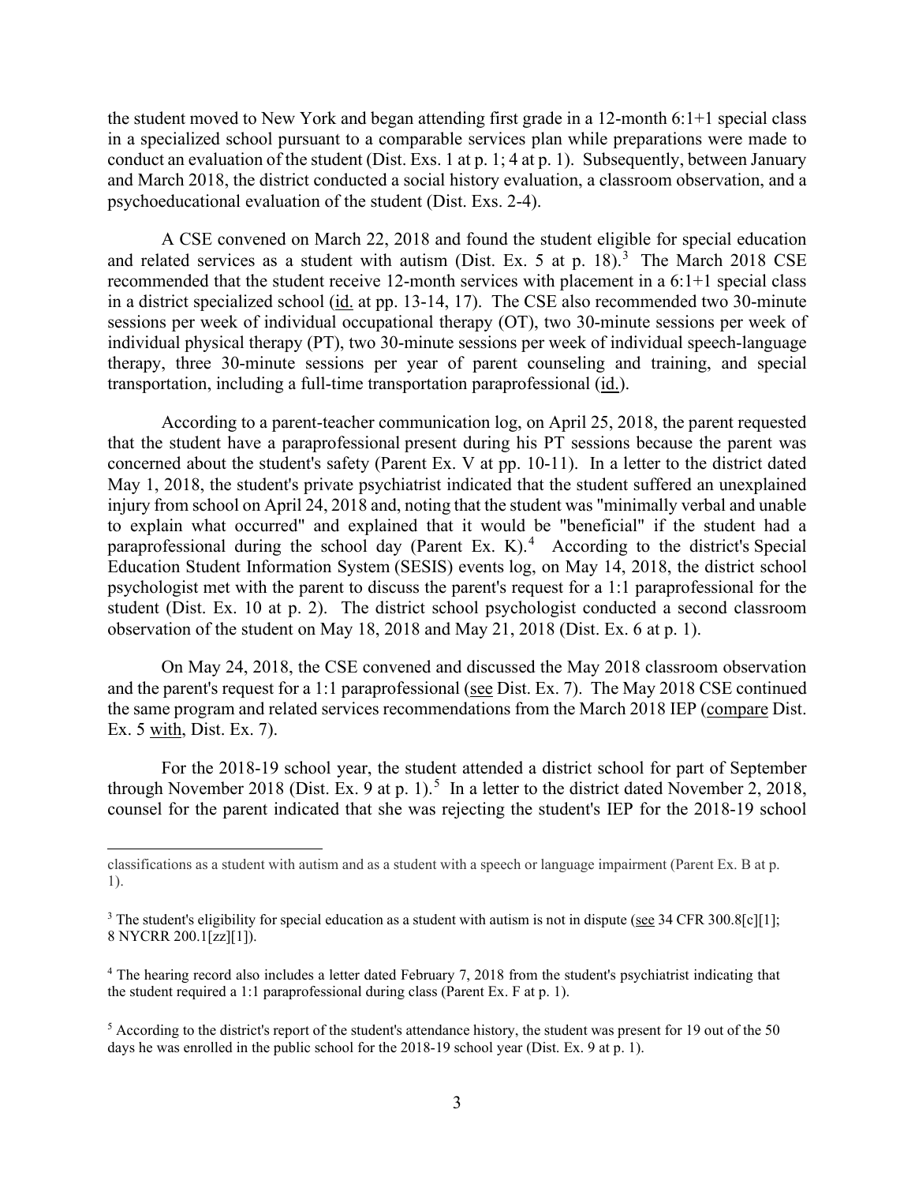the student moved to New York and began attending first grade in a 12-month 6:1+1 special class in a specialized school pursuant to a comparable services plan while preparations were made to conduct an evaluation of the student (Dist. Exs. 1 at p. 1; 4 at p. 1). Subsequently, between January and March 2018, the district conducted a social history evaluation, a classroom observation, and a psychoeducational evaluation of the student (Dist. Exs. 2-4).

A CSE convened on March 22, 2018 and found the student eligible for special education and related services as a student with autism (Dist. Ex. 5 at p. 18).[3] The March 2018 CSE recommended that the student receive 12-month services with placement in a 6:1+1 special class in a district specialized school (id. at pp. 13-14, 17). The CSE also recommended two 30-minute sessions per week of individual occupational therapy (OT), two 30-minute sessions per week of individual physical therapy (PT), two 30-minute sessions per week of individual speech-language therapy, three 30-minute sessions per year of parent counseling and training, and special transportation, including a full-time transportation paraprofessional (id.).

According to a parent-teacher communication log, on April 25, 2018, the parent requested that the student have a paraprofessional present during his PT sessions because the parent was concerned about the student's safety (Parent Ex. V at pp. 10-11). In a letter to the district dated May 1, 2018, the student's private psychiatrist indicated that the student suffered an unexplained injury from school on April 24, 2018 and, noting that the student was "minimally verbal and unable to explain what occurred" and explained that it would be "beneficial" if the student had a paraprofessional during the school day (Parent Ex. K).[4] According to the district's Special Education Student Information System (SESIS) events log, on May 14, 2018, the district school psychologist met with the parent to discuss the parent's request for a 1:1 paraprofessional for the student (Dist. Ex. 10 at p. 2). The district school psychologist conducted a second classroom observation of the student on May 18, 2018 and May 21, 2018 (Dist. Ex. 6 at p. 1).

On May 24, 2018, the CSE convened and discussed the May 2018 classroom observation and the parent's request for a 1:1 paraprofessional (see Dist. Ex. 7). The May 2018 CSE continued the same program and related services recommendations from the March 2018 IEP (compare Dist. Ex. 5 with, Dist. Ex. 7).

For the 2018-19 school year, the student attended a district school for part of September through November 2018 (Dist. Ex. 9 at p. 1).[5] In a letter to the district dated November 2, 2018, counsel for the parent indicated that she was rejecting the student's IEP for the 2018-19 school

---

classifications as a student with autism and as a student with a speech or language impairment (Parent Ex. B at p. 1).

[3] The student's eligibility for special education as a student with autism is not in dispute (see 34 CFR 300.8[c][1]; 8 NYCRR 200.1[zz][1]).

[4] The hearing record also includes a letter dated February 7, 2018 from the student's psychiatrist indicating that the student required a 1:1 paraprofessional during class (Parent Ex. F at p. 1).

[5] According to the district's report of the student's attendance history, the student was present for 19 out of the 50 days he was enrolled in the public school for the 2018-19 school year (Dist. Ex. 9 at p. 1).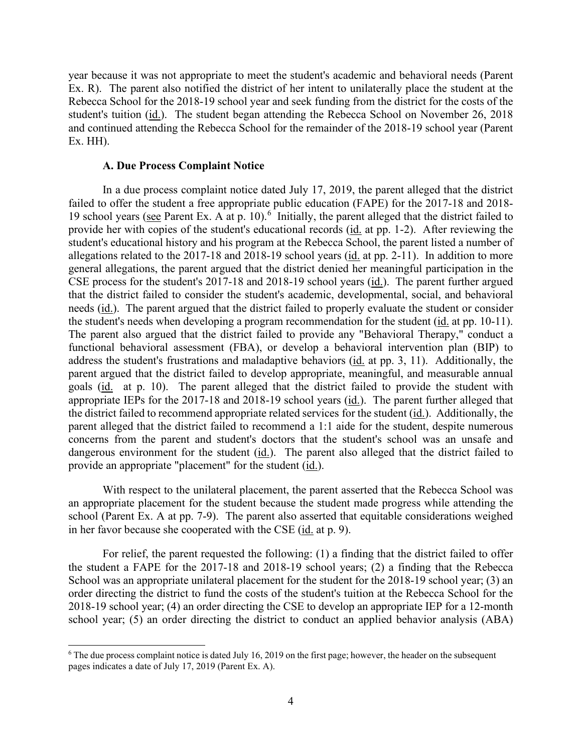year because it was not appropriate to meet the student's academic and behavioral needs (Parent Ex. R). The parent also notified the district of her intent to unilaterally place the student at the Rebecca School for the 2018-19 school year and seek funding from the district for the costs of the student's tuition (id.). The student began attending the Rebecca School on November 26, 2018 and continued attending the Rebecca School for the remainder of the 2018-19 school year (Parent Ex. HH).

### A. Due Process Complaint Notice

In a due process complaint notice dated July 17, 2019, the parent alleged that the district failed to offer the student a free appropriate public education (FAPE) for the 2017-18 and 2018-19 school years (see Parent Ex. A at p. 10).[6] Initially, the parent alleged that the district failed to provide her with copies of the student's educational records (id. at pp. 1-2). After reviewing the student's educational history and his program at the Rebecca School, the parent listed a number of allegations related to the 2017-18 and 2018-19 school years (id. at pp. 2-11). In addition to more general allegations, the parent argued that the district denied her meaningful participation in the CSE process for the student's 2017-18 and 2018-19 school years (id.). The parent further argued that the district failed to consider the student's academic, developmental, social, and behavioral needs (id.). The parent argued that the district failed to properly evaluate the student or consider the student's needs when developing a program recommendation for the student (id. at pp. 10-11). The parent also argued that the district failed to provide any "Behavioral Therapy," conduct a functional behavioral assessment (FBA), or develop a behavioral intervention plan (BIP) to address the student's frustrations and maladaptive behaviors (id. at pp. 3, 11). Additionally, the parent argued that the district failed to develop appropriate, meaningful, and measurable annual goals (id. at p. 10). The parent alleged that the district failed to provide the student with appropriate IEPs for the 2017-18 and 2018-19 school years (id.). The parent further alleged that the district failed to recommend appropriate related services for the student (id.). Additionally, the parent alleged that the district failed to recommend a 1:1 aide for the student, despite numerous concerns from the parent and student's doctors that the student's school was an unsafe and dangerous environment for the student (id.). The parent also alleged that the district failed to provide an appropriate "placement" for the student (id.).

With respect to the unilateral placement, the parent asserted that the Rebecca School was an appropriate placement for the student because the student made progress while attending the school (Parent Ex. A at pp. 7-9). The parent also asserted that equitable considerations weighed in her favor because she cooperated with the CSE (id. at p. 9).

For relief, the parent requested the following: (1) a finding that the district failed to offer the student a FAPE for the 2017-18 and 2018-19 school years; (2) a finding that the Rebecca School was an appropriate unilateral placement for the student for the 2018-19 school year; (3) an order directing the district to fund the costs of the student's tuition at the Rebecca School for the 2018-19 school year; (4) an order directing the CSE to develop an appropriate IEP for a 12-month school year; (5) an order directing the district to conduct an applied behavior analysis (ABA)

[6] The due process complaint notice is dated July 16, 2019 on the first page; however, the header on the subsequent pages indicates a date of July 17, 2019 (Parent Ex. A).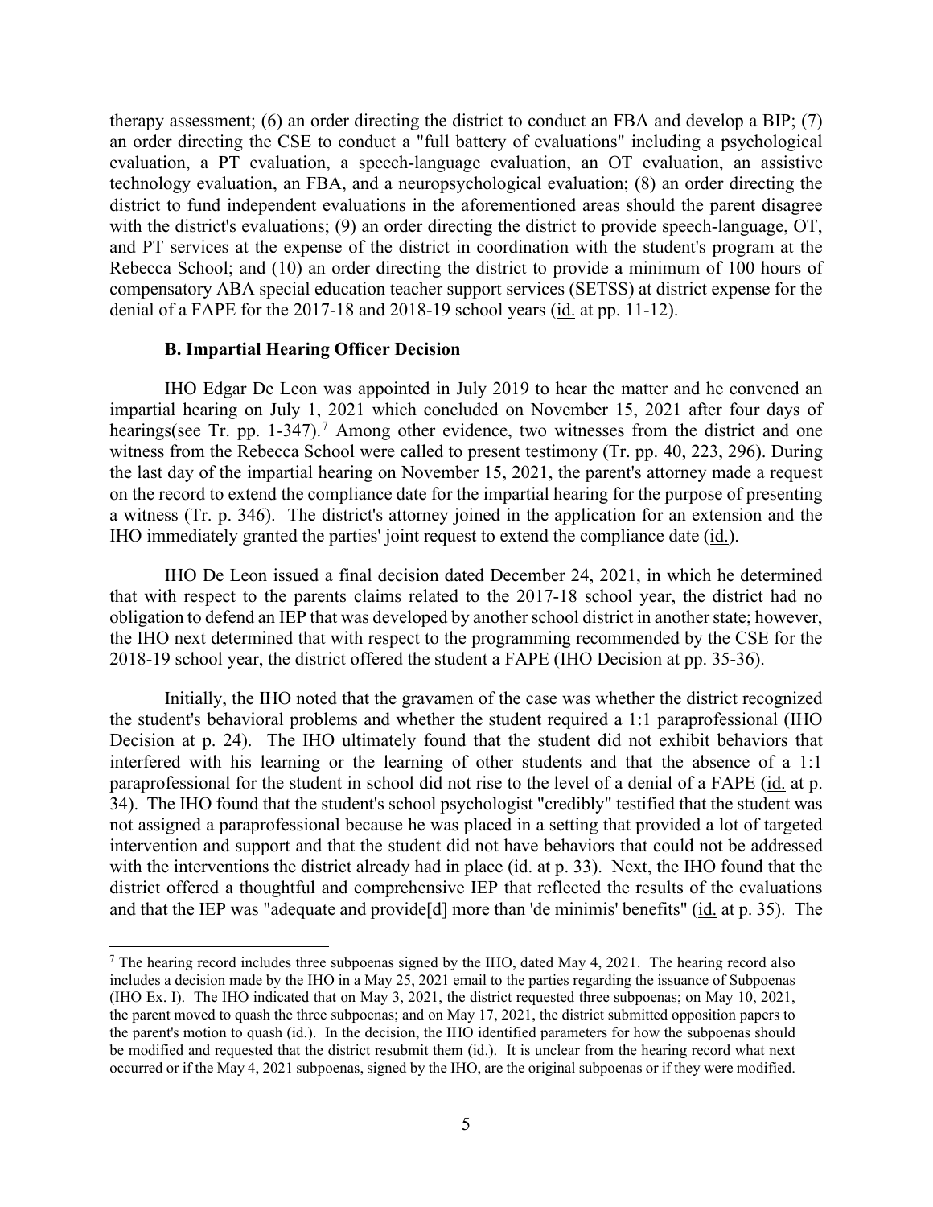therapy assessment; (6) an order directing the district to conduct an FBA and develop a BIP; (7) an order directing the CSE to conduct a "full battery of evaluations" including a psychological evaluation, a PT evaluation, a speech-language evaluation, an OT evaluation, an assistive technology evaluation, an FBA, and a neuropsychological evaluation; (8) an order directing the district to fund independent evaluations in the aforementioned areas should the parent disagree with the district's evaluations; (9) an order directing the district to provide speech-language, OT, and PT services at the expense of the district in coordination with the student's program at the Rebecca School; and (10) an order directing the district to provide a minimum of 100 hours of compensatory ABA special education teacher support services (SETSS) at district expense for the denial of a FAPE for the 2017-18 and 2018-19 school years (id. at pp. 11-12).

### B. Impartial Hearing Officer Decision

IHO Edgar De Leon was appointed in July 2019 to hear the matter and he convened an impartial hearing on July 1, 2021 which concluded on November 15, 2021 after four days of hearings(see Tr. pp. 1-347).[7] Among other evidence, two witnesses from the district and one witness from the Rebecca School were called to present testimony (Tr. pp. 40, 223, 296). During the last day of the impartial hearing on November 15, 2021, the parent's attorney made a request on the record to extend the compliance date for the impartial hearing for the purpose of presenting a witness (Tr. p. 346). The district's attorney joined in the application for an extension and the IHO immediately granted the parties' joint request to extend the compliance date (id.).

IHO De Leon issued a final decision dated December 24, 2021, in which he determined that with respect to the parents claims related to the 2017-18 school year, the district had no obligation to defend an IEP that was developed by another school district in another state; however, the IHO next determined that with respect to the programming recommended by the CSE for the 2018-19 school year, the district offered the student a FAPE (IHO Decision at pp. 35-36).

Initially, the IHO noted that the gravamen of the case was whether the district recognized the student's behavioral problems and whether the student required a 1:1 paraprofessional (IHO Decision at p. 24). The IHO ultimately found that the student did not exhibit behaviors that interfered with his learning or the learning of other students and that the absence of a 1:1 paraprofessional for the student in school did not rise to the level of a denial of a FAPE (id. at p. 34). The IHO found that the student's school psychologist "credibly" testified that the student was not assigned a paraprofessional because he was placed in a setting that provided a lot of targeted intervention and support and that the student did not have behaviors that could not be addressed with the interventions the district already had in place (id. at p. 33). Next, the IHO found that the district offered a thoughtful and comprehensive IEP that reflected the results of the evaluations and that the IEP was "adequate and provide[d] more than 'de minimis' benefits" (id. at p. 35). The

---

[7] The hearing record includes three subpoenas signed by the IHO, dated May 4, 2021. The hearing record also includes a decision made by the IHO in a May 25, 2021 email to the parties regarding the issuance of Subpoenas (IHO Ex. I). The IHO indicated that on May 3, 2021, the district requested three subpoenas; on May 10, 2021, the parent moved to quash the three subpoenas; and on May 17, 2021, the district submitted opposition papers to the parent's motion to quash (id.). In the decision, the IHO identified parameters for how the subpoenas should be modified and requested that the district resubmit them (id.). It is unclear from the hearing record what next occurred or if the May 4, 2021 subpoenas, signed by the IHO, are the original subpoenas or if they were modified.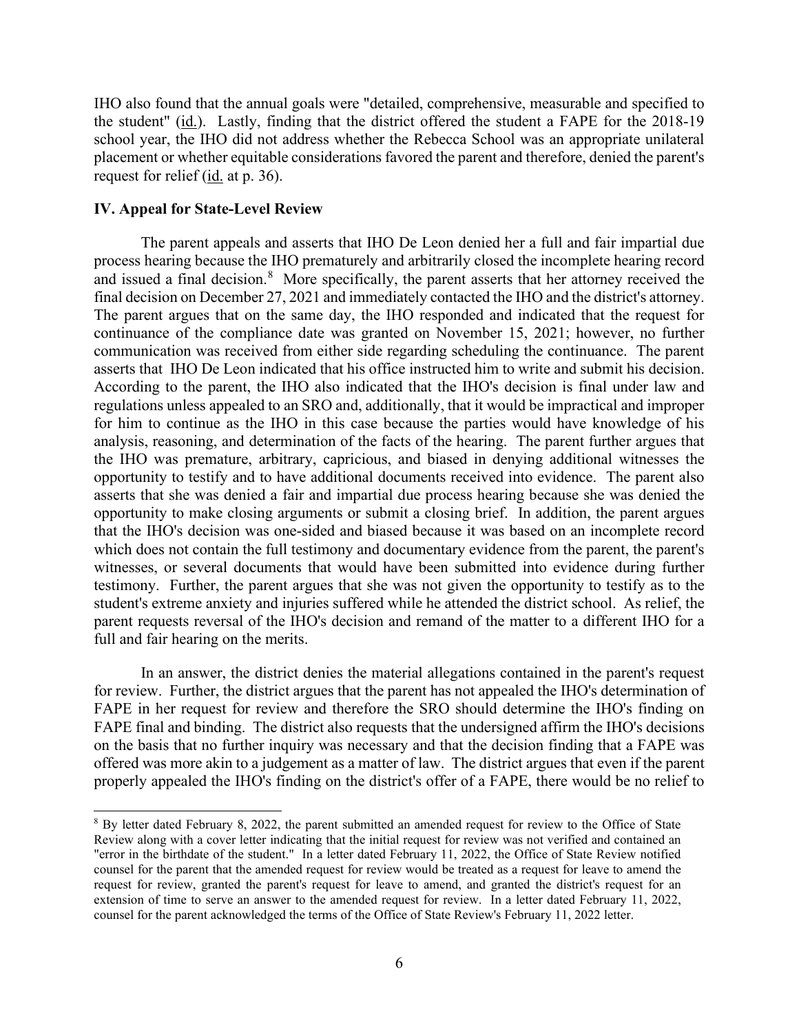IHO also found that the annual goals were "detailed, comprehensive, measurable and specified to the student" (id.). Lastly, finding that the district offered the student a FAPE for the 2018-19 school year, the IHO did not address whether the Rebecca School was an appropriate unilateral placement or whether equitable considerations favored the parent and therefore, denied the parent's request for relief (id. at p. 36).

## IV. Appeal for State-Level Review

The parent appeals and asserts that IHO De Leon denied her a full and fair impartial due process hearing because the IHO prematurely and arbitrarily closed the incomplete hearing record and issued a final decision.[8] More specifically, the parent asserts that her attorney received the final decision on December 27, 2021 and immediately contacted the IHO and the district's attorney. The parent argues that on the same day, the IHO responded and indicated that the request for continuance of the compliance date was granted on November 15, 2021; however, no further communication was received from either side regarding scheduling the continuance. The parent asserts that IHO De Leon indicated that his office instructed him to write and submit his decision. According to the parent, the IHO also indicated that the IHO's decision is final under law and regulations unless appealed to an SRO and, additionally, that it would be impractical and improper for him to continue as the IHO in this case because the parties would have knowledge of his analysis, reasoning, and determination of the facts of the hearing. The parent further argues that the IHO was premature, arbitrary, capricious, and biased in denying additional witnesses the opportunity to testify and to have additional documents received into evidence. The parent also asserts that she was denied a fair and impartial due process hearing because she was denied the opportunity to make closing arguments or submit a closing brief. In addition, the parent argues that the IHO's decision was one-sided and biased because it was based on an incomplete record which does not contain the full testimony and documentary evidence from the parent, the parent's witnesses, or several documents that would have been submitted into evidence during further testimony. Further, the parent argues that she was not given the opportunity to testify as to the student's extreme anxiety and injuries suffered while he attended the district school. As relief, the parent requests reversal of the IHO's decision and remand of the matter to a different IHO for a full and fair hearing on the merits.

In an answer, the district denies the material allegations contained in the parent's request for review. Further, the district argues that the parent has not appealed the IHO's determination of FAPE in her request for review and therefore the SRO should determine the IHO's finding on FAPE final and binding. The district also requests that the undersigned affirm the IHO's decisions on the basis that no further inquiry was necessary and that the decision finding that a FAPE was offered was more akin to a judgement as a matter of law. The district argues that even if the parent properly appealed the IHO's finding on the district's offer of a FAPE, there would be no relief to

[8] By letter dated February 8, 2022, the parent submitted an amended request for review to the Office of State Review along with a cover letter indicating that the initial request for review was not verified and contained an "error in the birthdate of the student." In a letter dated February 11, 2022, the Office of State Review notified counsel for the parent that the amended request for review would be treated as a request for leave to amend the request for review, granted the parent's request for leave to amend, and granted the district's request for an extension of time to serve an answer to the amended request for review. In a letter dated February 11, 2022, counsel for the parent acknowledged the terms of the Office of State Review's February 11, 2022 letter.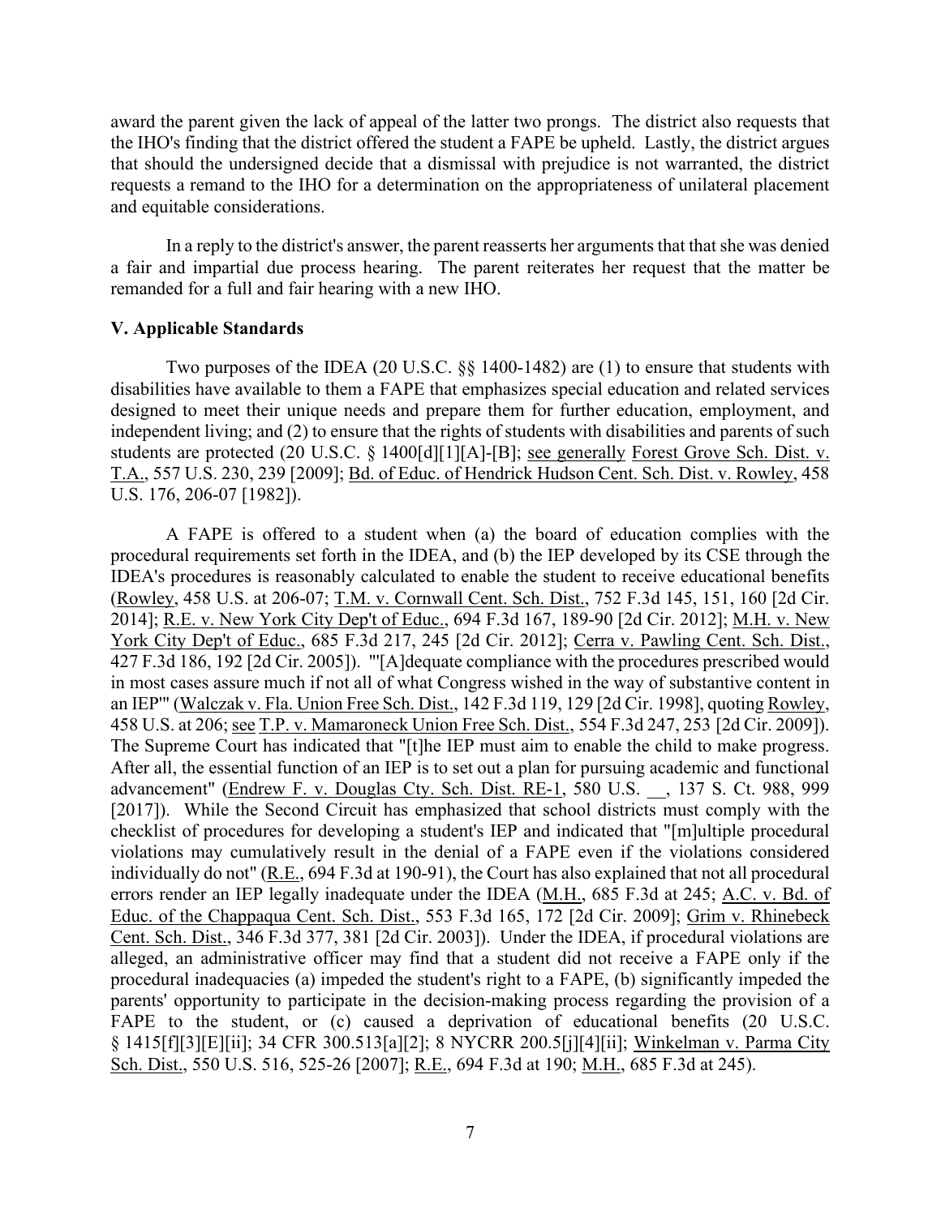award the parent given the lack of appeal of the latter two prongs. The district also requests that the IHO's finding that the district offered the student a FAPE be upheld. Lastly, the district argues that should the undersigned decide that a dismissal with prejudice is not warranted, the district requests a remand to the IHO for a determination on the appropriateness of unilateral placement and equitable considerations.

In a reply to the district's answer, the parent reasserts her arguments that that she was denied a fair and impartial due process hearing. The parent reiterates her request that the matter be remanded for a full and fair hearing with a new IHO.

### V. Applicable Standards

Two purposes of the IDEA (20 U.S.C. §§ 1400-1482) are (1) to ensure that students with disabilities have available to them a FAPE that emphasizes special education and related services designed to meet their unique needs and prepare them for further education, employment, and independent living; and (2) to ensure that the rights of students with disabilities and parents of such students are protected (20 U.S.C. § 1400[d][1][A]-[B]; see generally Forest Grove Sch. Dist. v. T.A., 557 U.S. 230, 239 [2009]; Bd. of Educ. of Hendrick Hudson Cent. Sch. Dist. v. Rowley, 458 U.S. 176, 206-07 [1982]).

A FAPE is offered to a student when (a) the board of education complies with the procedural requirements set forth in the IDEA, and (b) the IEP developed by its CSE through the IDEA's procedures is reasonably calculated to enable the student to receive educational benefits (Rowley, 458 U.S. at 206-07; T.M. v. Cornwall Cent. Sch. Dist., 752 F.3d 145, 151, 160 [2d Cir. 2014]; R.E. v. New York City Dep't of Educ., 694 F.3d 167, 189-90 [2d Cir. 2012]; M.H. v. New York City Dep't of Educ., 685 F.3d 217, 245 [2d Cir. 2012]; Cerra v. Pawling Cent. Sch. Dist., 427 F.3d 186, 192 [2d Cir. 2005]). "'[A]dequate compliance with the procedures prescribed would in most cases assure much if not all of what Congress wished in the way of substantive content in an IEP'" (Walczak v. Fla. Union Free Sch. Dist., 142 F.3d 119, 129 [2d Cir. 1998], quoting Rowley, 458 U.S. at 206; see T.P. v. Mamaroneck Union Free Sch. Dist., 554 F.3d 247, 253 [2d Cir. 2009]). The Supreme Court has indicated that "[t]he IEP must aim to enable the child to make progress. After all, the essential function of an IEP is to set out a plan for pursuing academic and functional advancement" (Endrew F. v. Douglas Cty. Sch. Dist. RE-1, 580 U.S. __, 137 S. Ct. 988, 999 [2017]). While the Second Circuit has emphasized that school districts must comply with the checklist of procedures for developing a student's IEP and indicated that "[m]ultiple procedural violations may cumulatively result in the denial of a FAPE even if the violations considered individually do not" (R.E., 694 F.3d at 190-91), the Court has also explained that not all procedural errors render an IEP legally inadequate under the IDEA (M.H., 685 F.3d at 245; A.C. v. Bd. of Educ. of the Chappaqua Cent. Sch. Dist., 553 F.3d 165, 172 [2d Cir. 2009]; Grim v. Rhinebeck Cent. Sch. Dist., 346 F.3d 377, 381 [2d Cir. 2003]). Under the IDEA, if procedural violations are alleged, an administrative officer may find that a student did not receive a FAPE only if the procedural inadequacies (a) impeded the student's right to a FAPE, (b) significantly impeded the parents' opportunity to participate in the decision-making process regarding the provision of a FAPE to the student, or (c) caused a deprivation of educational benefits (20 U.S.C. § 1415[f][3][E][ii]; 34 CFR 300.513[a][2]; 8 NYCRR 200.5[j][4][ii]; Winkelman v. Parma City Sch. Dist., 550 U.S. 516, 525-26 [2007]; R.E., 694 F.3d at 190; M.H., 685 F.3d at 245).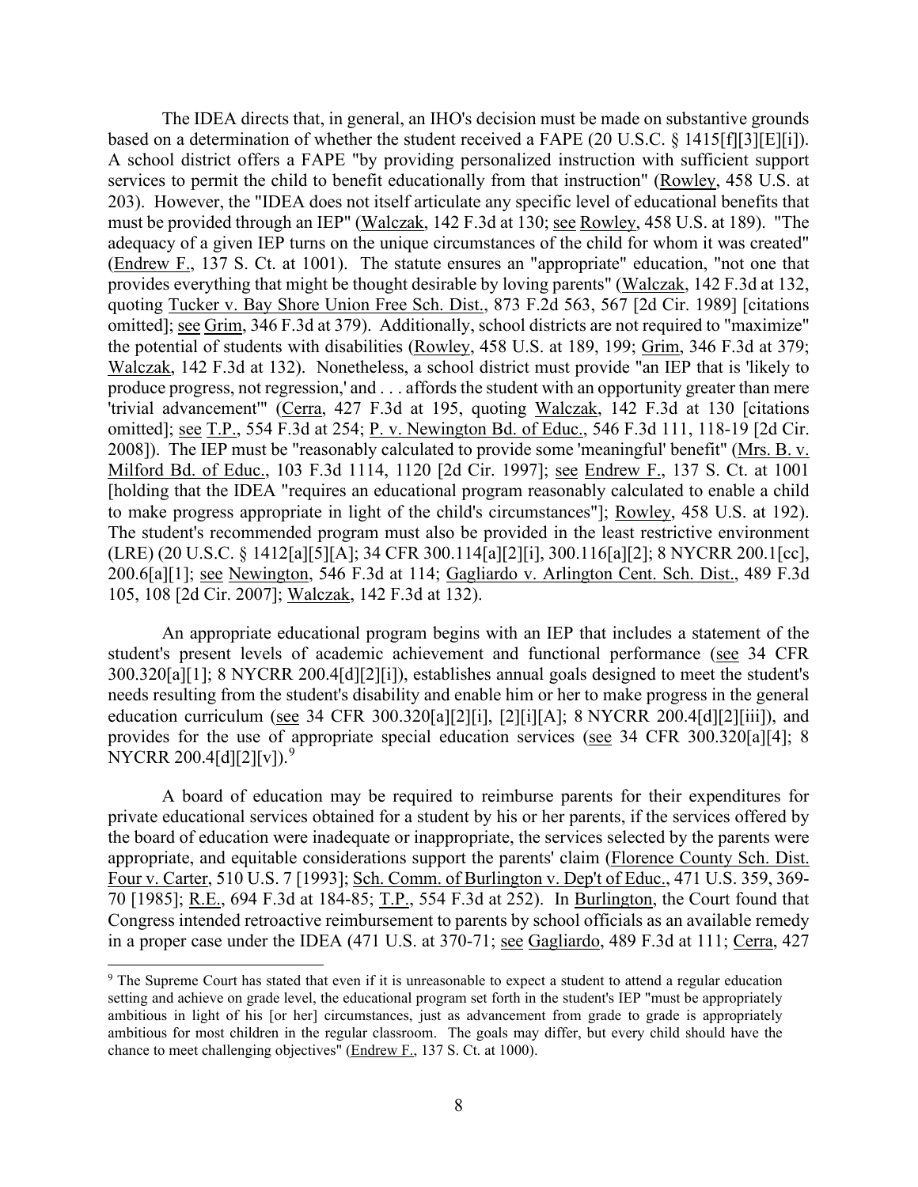The IDEA directs that, in general, an IHO's decision must be made on substantive grounds based on a determination of whether the student received a FAPE (20 U.S.C. § 1415[f][3][E][i]). A school district offers a FAPE "by providing personalized instruction with sufficient support services to permit the child to benefit educationally from that instruction" (Rowley, 458 U.S. at 203). However, the "IDEA does not itself articulate any specific level of educational benefits that must be provided through an IEP" (Walczak, 142 F.3d at 130; see Rowley, 458 U.S. at 189). "The adequacy of a given IEP turns on the unique circumstances of the child for whom it was created" (Endrew F., 137 S. Ct. at 1001). The statute ensures an "appropriate" education, "not one that provides everything that might be thought desirable by loving parents" (Walczak, 142 F.3d at 132, quoting Tucker v. Bay Shore Union Free Sch. Dist., 873 F.2d 563, 567 [2d Cir. 1989] [citations omitted]; see Grim, 346 F.3d at 379). Additionally, school districts are not required to "maximize" the potential of students with disabilities (Rowley, 458 U.S. at 189, 199; Grim, 346 F.3d at 379; Walczak, 142 F.3d at 132). Nonetheless, a school district must provide "an IEP that is 'likely to produce progress, not regression,' and . . . affords the student with an opportunity greater than mere 'trivial advancement'" (Cerra, 427 F.3d at 195, quoting Walczak, 142 F.3d at 130 [citations omitted]; see T.P., 554 F.3d at 254; P. v. Newington Bd. of Educ., 546 F.3d 111, 118-19 [2d Cir. 2008]). The IEP must be "reasonably calculated to provide some 'meaningful' benefit" (Mrs. B. v. Milford Bd. of Educ., 103 F.3d 1114, 1120 [2d Cir. 1997]; see Endrew F., 137 S. Ct. at 1001 [holding that the IDEA "requires an educational program reasonably calculated to enable a child to make progress appropriate in light of the child's circumstances"]; Rowley, 458 U.S. at 192). The student's recommended program must also be provided in the least restrictive environment (LRE) (20 U.S.C. § 1412[a][5][A]; 34 CFR 300.114[a][2][i], 300.116[a][2]; 8 NYCRR 200.1[cc], 200.6[a][1]; see Newington, 546 F.3d at 114; Gagliardo v. Arlington Cent. Sch. Dist., 489 F.3d 105, 108 [2d Cir. 2007]; Walczak, 142 F.3d at 132).

An appropriate educational program begins with an IEP that includes a statement of the student's present levels of academic achievement and functional performance (see 34 CFR 300.320[a][1]; 8 NYCRR 200.4[d][2][i]), establishes annual goals designed to meet the student's needs resulting from the student's disability and enable him or her to make progress in the general education curriculum (see 34 CFR 300.320[a][2][i], [2][i][A]; 8 NYCRR 200.4[d][2][iii]), and provides for the use of appropriate special education services (see 34 CFR 300.320[a][4]; 8 NYCRR 200.4[d][2][v]).[9]

A board of education may be required to reimburse parents for their expenditures for private educational services obtained for a student by his or her parents, if the services offered by the board of education were inadequate or inappropriate, the services selected by the parents were appropriate, and equitable considerations support the parents' claim (Florence County Sch. Dist. Four v. Carter, 510 U.S. 7 [1993]; Sch. Comm. of Burlington v. Dep't of Educ., 471 U.S. 359, 369-70 [1985]; R.E., 694 F.3d at 184-85; T.P., 554 F.3d at 252). In Burlington, the Court found that Congress intended retroactive reimbursement to parents by school officials as an available remedy in a proper case under the IDEA (471 U.S. at 370-71; see Gagliardo, 489 F.3d at 111; Cerra, 427

---

[9] The Supreme Court has stated that even if it is unreasonable to expect a student to attend a regular education setting and achieve on grade level, the educational program set forth in the student's IEP "must be appropriately ambitious in light of his [or her] circumstances, just as advancement from grade to grade is appropriately ambitious for most children in the regular classroom. The goals may differ, but every child should have the chance to meet challenging objectives" (Endrew F., 137 S. Ct. at 1000).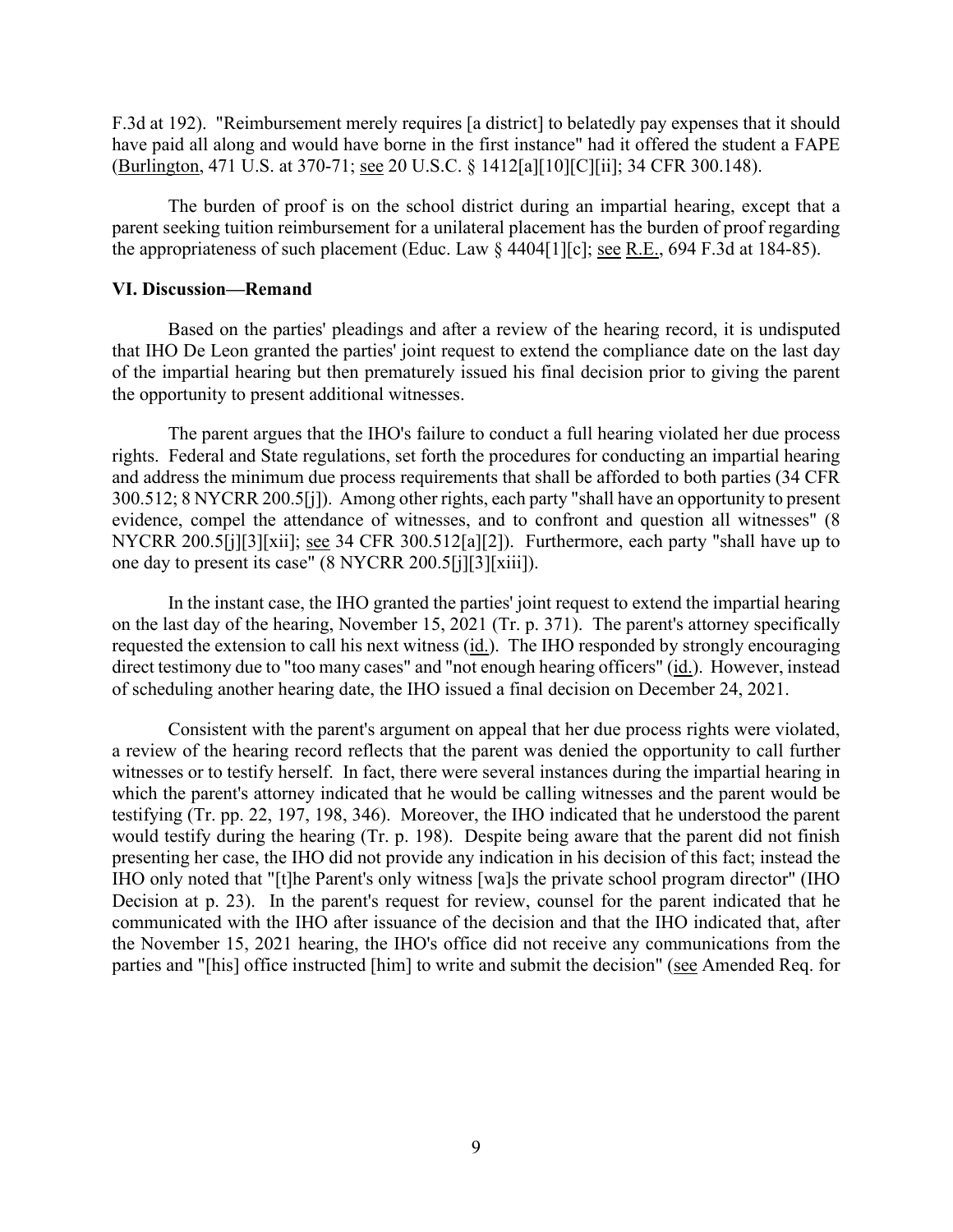F.3d at 192). "Reimbursement merely requires [a district] to belatedly pay expenses that it should have paid all along and would have borne in the first instance" had it offered the student a FAPE (Burlington, 471 U.S. at 370-71; see 20 U.S.C. § 1412[a][10][C][ii]; 34 CFR 300.148).

The burden of proof is on the school district during an impartial hearing, except that a parent seeking tuition reimbursement for a unilateral placement has the burden of proof regarding the appropriateness of such placement (Educ. Law § 4404[1][c]; see R.E., 694 F.3d at 184-85).

## VI. Discussion—Remand

Based on the parties' pleadings and after a review of the hearing record, it is undisputed that IHO De Leon granted the parties' joint request to extend the compliance date on the last day of the impartial hearing but then prematurely issued his final decision prior to giving the parent the opportunity to present additional witnesses.

The parent argues that the IHO's failure to conduct a full hearing violated her due process rights. Federal and State regulations, set forth the procedures for conducting an impartial hearing and address the minimum due process requirements that shall be afforded to both parties (34 CFR 300.512; 8 NYCRR 200.5[j]). Among other rights, each party "shall have an opportunity to present evidence, compel the attendance of witnesses, and to confront and question all witnesses" (8 NYCRR 200.5[j][3][xii]; see 34 CFR 300.512[a][2]). Furthermore, each party "shall have up to one day to present its case" (8 NYCRR 200.5[j][3][xiii]).

In the instant case, the IHO granted the parties' joint request to extend the impartial hearing on the last day of the hearing, November 15, 2021 (Tr. p. 371). The parent's attorney specifically requested the extension to call his next witness (id.). The IHO responded by strongly encouraging direct testimony due to "too many cases" and "not enough hearing officers" (id.). However, instead of scheduling another hearing date, the IHO issued a final decision on December 24, 2021.

Consistent with the parent's argument on appeal that her due process rights were violated, a review of the hearing record reflects that the parent was denied the opportunity to call further witnesses or to testify herself. In fact, there were several instances during the impartial hearing in which the parent's attorney indicated that he would be calling witnesses and the parent would be testifying (Tr. pp. 22, 197, 198, 346). Moreover, the IHO indicated that he understood the parent would testify during the hearing (Tr. p. 198). Despite being aware that the parent did not finish presenting her case, the IHO did not provide any indication in his decision of this fact; instead the IHO only noted that "[t]he Parent's only witness [wa]s the private school program director" (IHO Decision at p. 23). In the parent's request for review, counsel for the parent indicated that he communicated with the IHO after issuance of the decision and that the IHO indicated that, after the November 15, 2021 hearing, the IHO's office did not receive any communications from the parties and "[his] office instructed [him] to write and submit the decision" (see Amended Req. for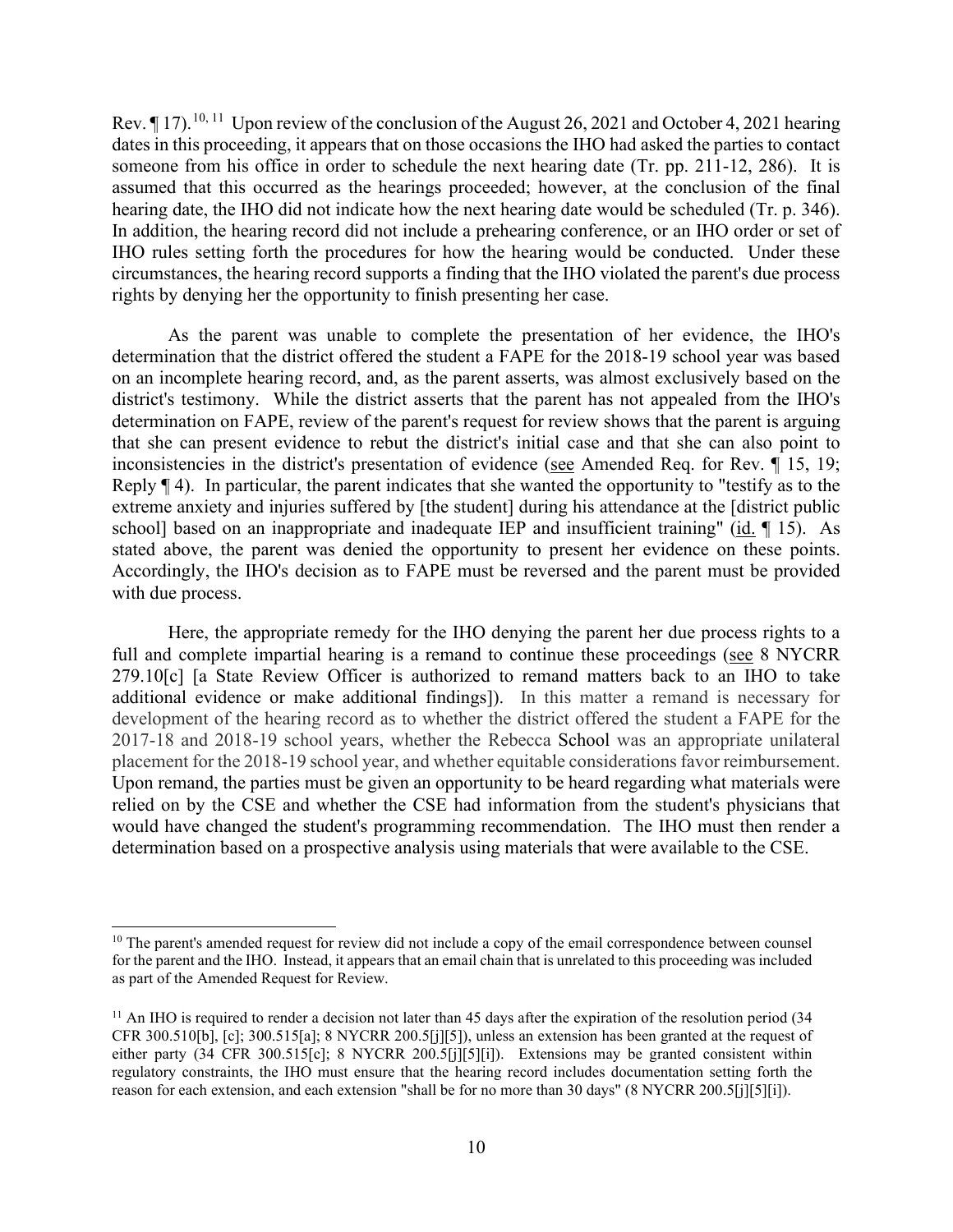Rev. ¶ 17).[10, 11] Upon review of the conclusion of the August 26, 2021 and October 4, 2021 hearing dates in this proceeding, it appears that on those occasions the IHO had asked the parties to contact someone from his office in order to schedule the next hearing date (Tr. pp. 211-12, 286). It is assumed that this occurred as the hearings proceeded; however, at the conclusion of the final hearing date, the IHO did not indicate how the next hearing date would be scheduled (Tr. p. 346). In addition, the hearing record did not include a prehearing conference, or an IHO order or set of IHO rules setting forth the procedures for how the hearing would be conducted. Under these circumstances, the hearing record supports a finding that the IHO violated the parent's due process rights by denying her the opportunity to finish presenting her case.

As the parent was unable to complete the presentation of her evidence, the IHO's determination that the district offered the student a FAPE for the 2018-19 school year was based on an incomplete hearing record, and, as the parent asserts, was almost exclusively based on the district's testimony. While the district asserts that the parent has not appealed from the IHO's determination on FAPE, review of the parent's request for review shows that the parent is arguing that she can present evidence to rebut the district's initial case and that she can also point to inconsistencies in the district's presentation of evidence (see Amended Req. for Rev. ¶ 15, 19; Reply ¶ 4). In particular, the parent indicates that she wanted the opportunity to "testify as to the extreme anxiety and injuries suffered by [the student] during his attendance at the [district public school] based on an inappropriate and inadequate IEP and insufficient training" (id. ¶ 15). As stated above, the parent was denied the opportunity to present her evidence on these points. Accordingly, the IHO's decision as to FAPE must be reversed and the parent must be provided with due process.

Here, the appropriate remedy for the IHO denying the parent her due process rights to a full and complete impartial hearing is a remand to continue these proceedings (see 8 NYCRR 279.10[c] [a State Review Officer is authorized to remand matters back to an IHO to take additional evidence or make additional findings]). In this matter a remand is necessary for development of the hearing record as to whether the district offered the student a FAPE for the 2017-18 and 2018-19 school years, whether the Rebecca School was an appropriate unilateral placement for the 2018-19 school year, and whether equitable considerations favor reimbursement. Upon remand, the parties must be given an opportunity to be heard regarding what materials were relied on by the CSE and whether the CSE had information from the student's physicians that would have changed the student's programming recommendation. The IHO must then render a determination based on a prospective analysis using materials that were available to the CSE.

---

[10] The parent's amended request for review did not include a copy of the email correspondence between counsel for the parent and the IHO. Instead, it appears that an email chain that is unrelated to this proceeding was included as part of the Amended Request for Review.

[11] An IHO is required to render a decision not later than 45 days after the expiration of the resolution period (34 CFR 300.510[b], [c]; 300.515[a]; 8 NYCRR 200.5[j][5]), unless an extension has been granted at the request of either party (34 CFR 300.515[c]; 8 NYCRR 200.5[j][5][i]). Extensions may be granted consistent within regulatory constraints, the IHO must ensure that the hearing record includes documentation setting forth the reason for each extension, and each extension "shall be for no more than 30 days" (8 NYCRR 200.5[j][5][i]).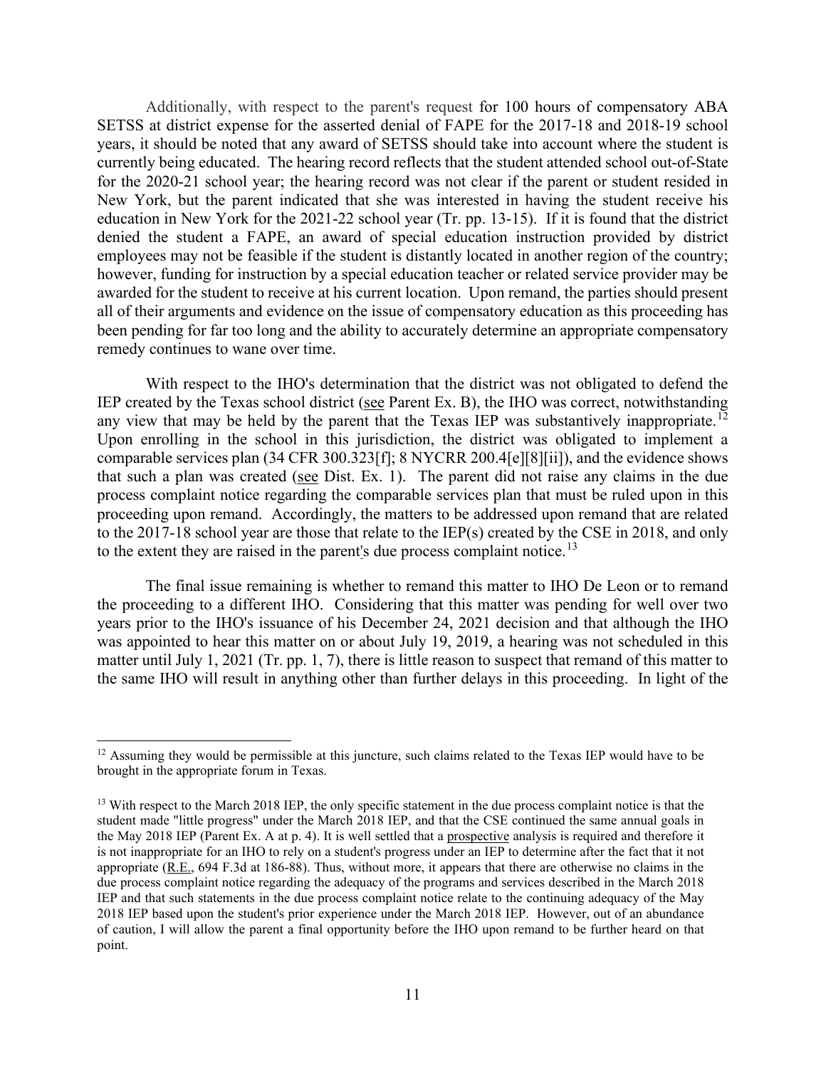Additionally, with respect to the parent's request for 100 hours of compensatory ABA SETSS at district expense for the asserted denial of FAPE for the 2017-18 and 2018-19 school years, it should be noted that any award of SETSS should take into account where the student is currently being educated. The hearing record reflects that the student attended school out-of-State for the 2020-21 school year; the hearing record was not clear if the parent or student resided in New York, but the parent indicated that she was interested in having the student receive his education in New York for the 2021-22 school year (Tr. pp. 13-15). If it is found that the district denied the student a FAPE, an award of special education instruction provided by district employees may not be feasible if the student is distantly located in another region of the country; however, funding for instruction by a special education teacher or related service provider may be awarded for the student to receive at his current location. Upon remand, the parties should present all of their arguments and evidence on the issue of compensatory education as this proceeding has been pending for far too long and the ability to accurately determine an appropriate compensatory remedy continues to wane over time.

With respect to the IHO's determination that the district was not obligated to defend the IEP created by the Texas school district (see Parent Ex. B), the IHO was correct, notwithstanding any view that may be held by the parent that the Texas IEP was substantively inappropriate.[12] Upon enrolling in the school in this jurisdiction, the district was obligated to implement a comparable services plan (34 CFR 300.323[f]; 8 NYCRR 200.4[e][8][ii]), and the evidence shows that such a plan was created (see Dist. Ex. 1). The parent did not raise any claims in the due process complaint notice regarding the comparable services plan that must be ruled upon in this proceeding upon remand. Accordingly, the matters to be addressed upon remand that are related to the 2017-18 school year are those that relate to the IEP(s) created by the CSE in 2018, and only to the extent they are raised in the parent's due process complaint notice.[13]

The final issue remaining is whether to remand this matter to IHO De Leon or to remand the proceeding to a different IHO. Considering that this matter was pending for well over two years prior to the IHO's issuance of his December 24, 2021 decision and that although the IHO was appointed to hear this matter on or about July 19, 2019, a hearing was not scheduled in this matter until July 1, 2021 (Tr. pp. 1, 7), there is little reason to suspect that remand of this matter to the same IHO will result in anything other than further delays in this proceeding. In light of the

---

[12] Assuming they would be permissible at this juncture, such claims related to the Texas IEP would have to be brought in the appropriate forum in Texas.

[13] With respect to the March 2018 IEP, the only specific statement in the due process complaint notice is that the student made "little progress" under the March 2018 IEP, and that the CSE continued the same annual goals in the May 2018 IEP (Parent Ex. A at p. 4). It is well settled that a prospective analysis is required and therefore it is not inappropriate for an IHO to rely on a student's progress under an IEP to determine after the fact that it not appropriate (R.E., 694 F.3d at 186-88). Thus, without more, it appears that there are otherwise no claims in the due process complaint notice regarding the adequacy of the programs and services described in the March 2018 IEP and that such statements in the due process complaint notice relate to the continuing adequacy of the May 2018 IEP based upon the student's prior experience under the March 2018 IEP. However, out of an abundance of caution, I will allow the parent a final opportunity before the IHO upon remand to be further heard on that point.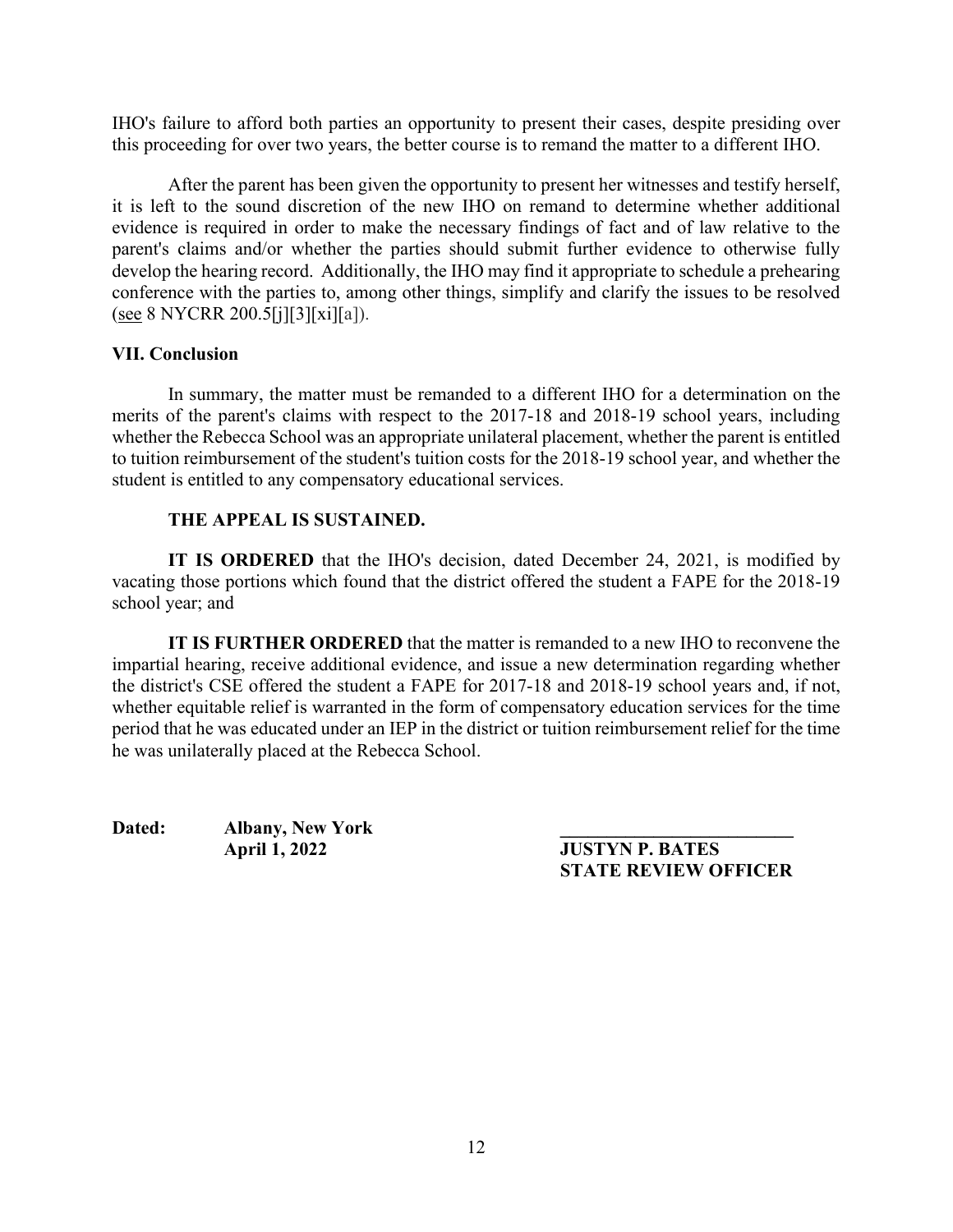IHO's failure to afford both parties an opportunity to present their cases, despite presiding over this proceeding for over two years, the better course is to remand the matter to a different IHO.

After the parent has been given the opportunity to present her witnesses and testify herself, it is left to the sound discretion of the new IHO on remand to determine whether additional evidence is required in order to make the necessary findings of fact and of law relative to the parent's claims and/or whether the parties should submit further evidence to otherwise fully develop the hearing record. Additionally, the IHO may find it appropriate to schedule a prehearing conference with the parties to, among other things, simplify and clarify the issues to be resolved (see 8 NYCRR 200.5[j][3][xi][a]).

### VII. Conclusion

In summary, the matter must be remanded to a different IHO for a determination on the merits of the parent's claims with respect to the 2017-18 and 2018-19 school years, including whether the Rebecca School was an appropriate unilateral placement, whether the parent is entitled to tuition reimbursement of the student's tuition costs for the 2018-19 school year, and whether the student is entitled to any compensatory educational services.

**THE APPEAL IS SUSTAINED.**

**IT IS ORDERED** that the IHO's decision, dated December 24, 2021, is modified by vacating those portions which found that the district offered the student a FAPE for the 2018-19 school year; and

**IT IS FURTHER ORDERED** that the matter is remanded to a new IHO to reconvene the impartial hearing, receive additional evidence, and issue a new determination regarding whether the district's CSE offered the student a FAPE for 2017-18 and 2018-19 school years and, if not, whether equitable relief is warranted in the form of compensatory education services for the time period that he was educated under an IEP in the district or tuition reimbursement relief for the time he was unilaterally placed at the Rebecca School.

**Dated:** **Albany, New York**
**April 1, 2022**

**JUSTYN P. BATES**
**STATE REVIEW OFFICER**